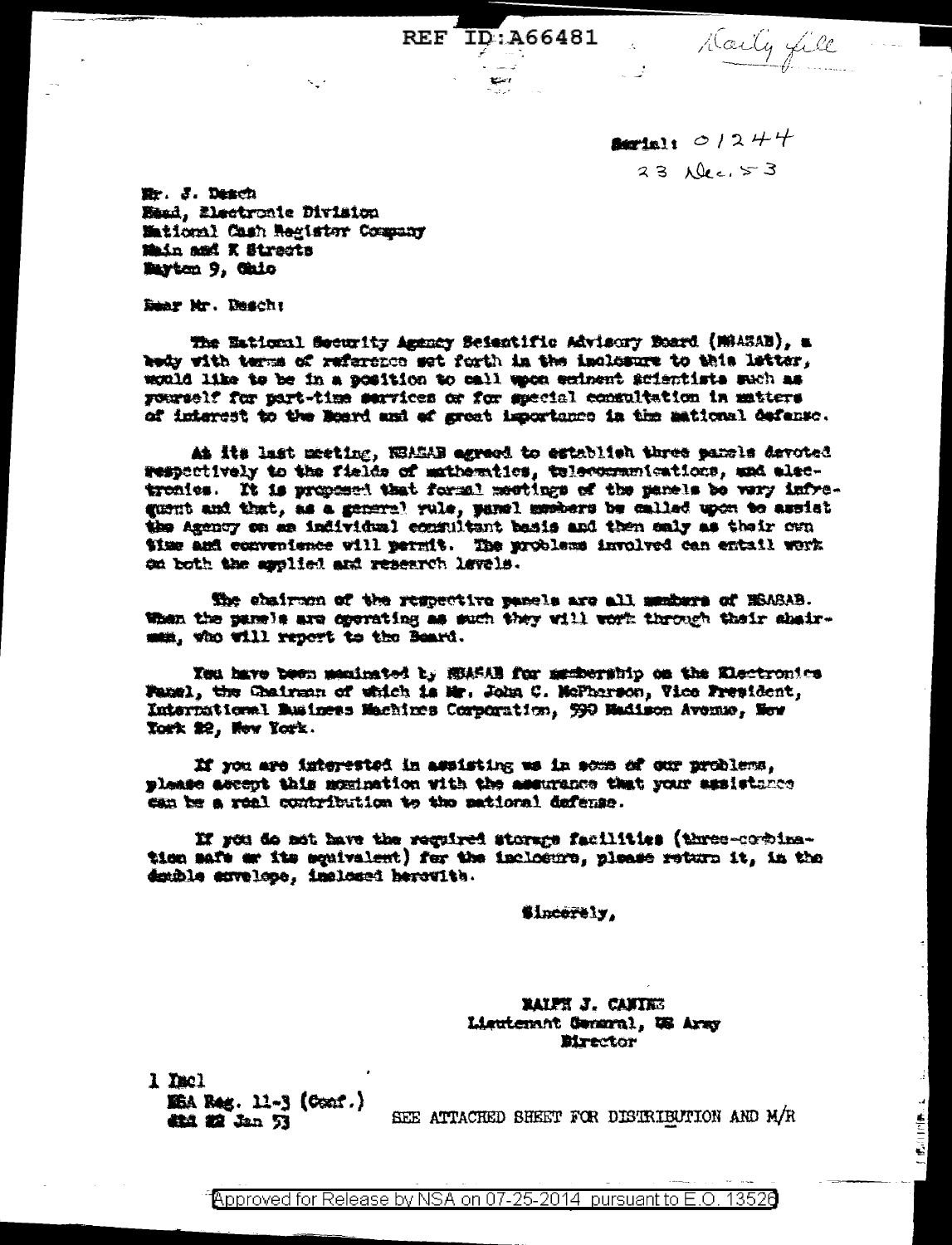REF ID:A66481

Daily file

Serial: 01244
23 Dec. 53

Mr. J. Desch
Head, Electronic Division
National Cash Register Company
Main and K Streets
Dayton 9, Ohio

Dear Mr. Desch:

The National Security Agency Scientific Advisory Board (NSASAB), a body with terms of reference set forth in the inclosure to this letter, would like to be in a position to call upon eminent scientists such as yourself for part-time services or for special consultation in matters of interest to the Board and of great importance in the national defense.

At its last meeting, NSASAB agreed to establish three panels devoted respectively to the fields of mathematics, telecommunications, and electronics. It is proposed that formal meetings of the panels be very infrequent and that, as a general rule, panel members be called upon to assist the Agency on an individual consultant basis and then only as their own time and convenience will permit. The problems involved can entail work on both the applied and research levels.

The chairmen of the respective panels are all members of NSASAB. When the panels are operating as such they will work through their chairmen, who will report to the Board.

You have been nominated by NSASAB for membership on the Electronics Panel, the Chairman of which is Mr. John C. McPherson, Vice President, International Business Machines Corporation, 590 Madison Avenue, New York 22, New York.

If you are interested in assisting us in some of our problems, please accept this nomination with the assurance that your assistance can be a real contribution to the national defense.

If you do not have the required storage facilities (three-combination safe or its equivalent) for the inclosure, please return it, in the double envelope, inclosed herewith.

Sincerely,

RALPH J. CANINE
Lieutenant General, US Army
Director

1 Incl
NSA Reg. 11-3 (Conf.)
dtd 22 Jan 53

SEE ATTACHED SHEET FOR DISTRIBUTION AND M/R

Approved for Release by NSA on 07-25-2014 pursuant to E.O. 13526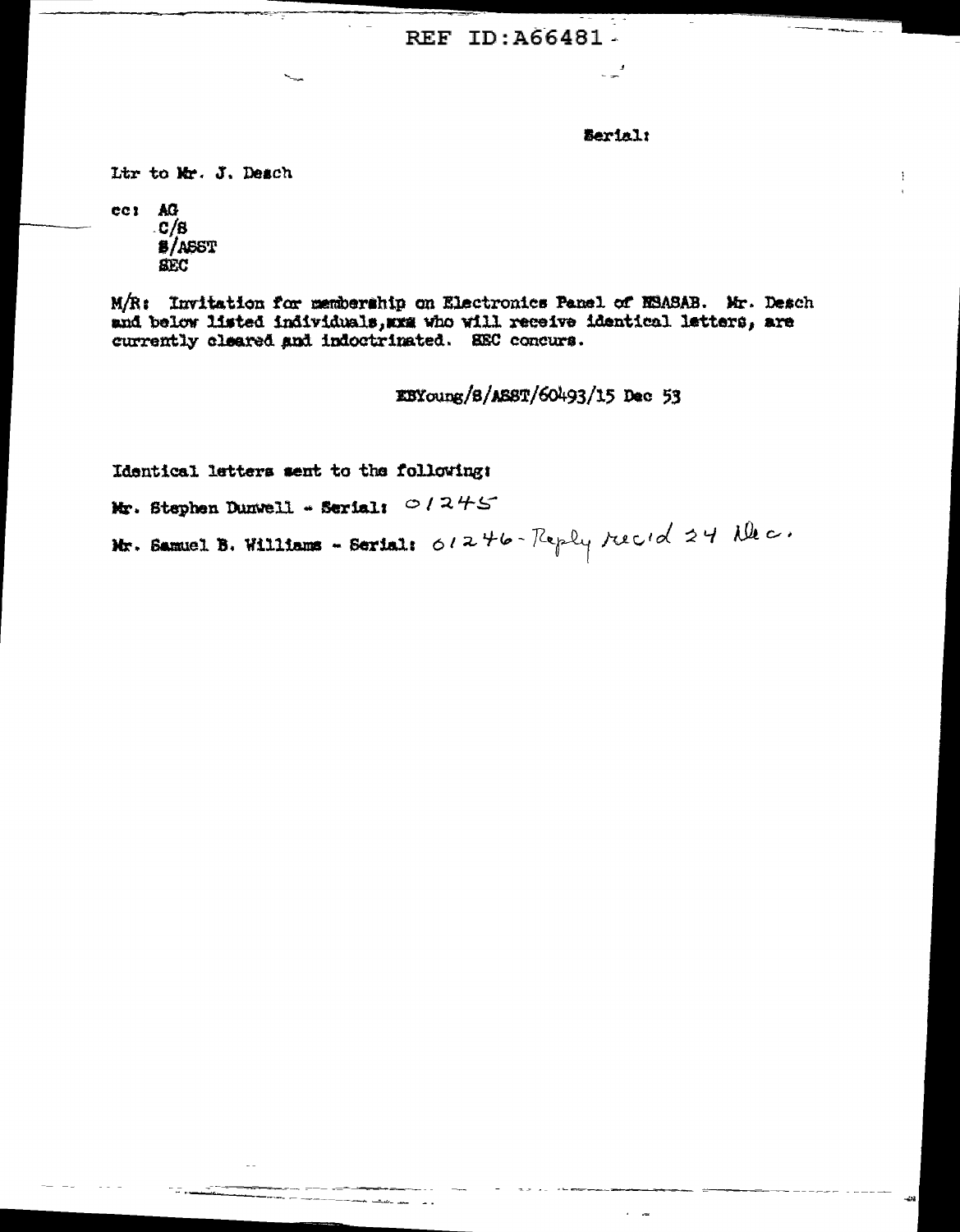REF ID:A66481

Serial:

Ltr to Mr. J. Desch

cc: AG
C/S
S/ASST
SEC

M/R: Invitation for membership on Electronics Panel of NSASAB. Mr. Desch and below listed individuals,xxx who will receive identical letters, are currently cleared and indoctrinated. SEC concurs.

EBYoung/S/ASST/60493/15 Dec 53

Identical letters sent to the following:

Mr. Stephen Dunwell - Serial: 01245

Mr. Samuel B. Williams - Serial: 01246 - Reply rec'd 24 Dec.